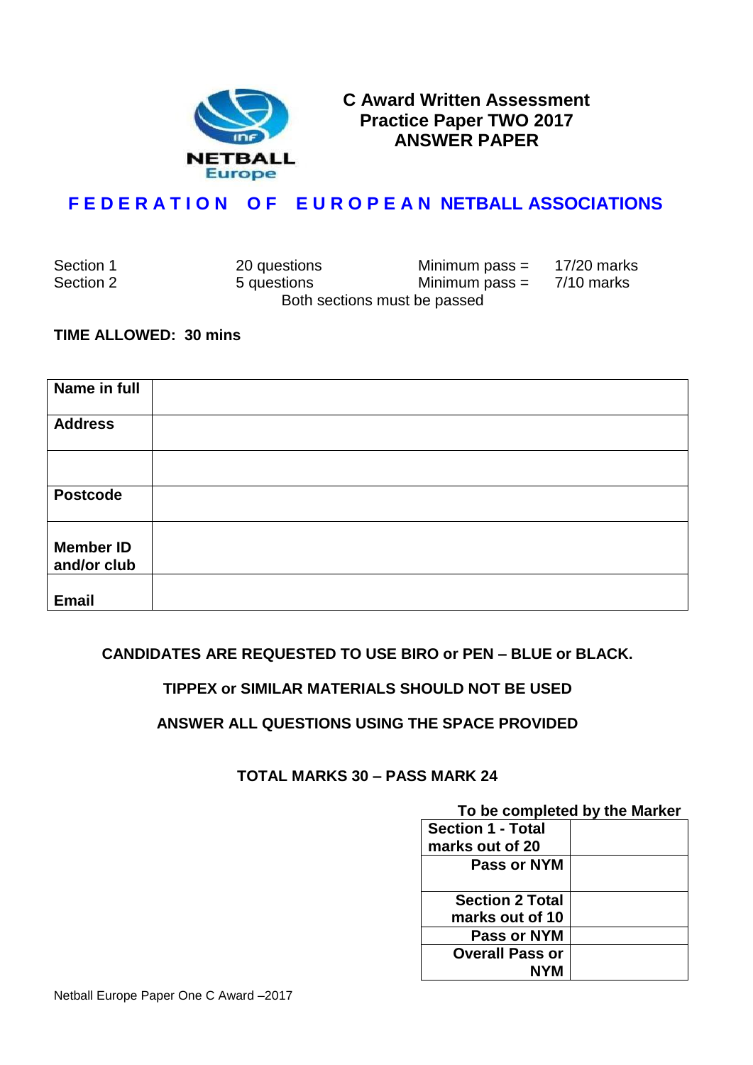NETBALL Europe

# C Award Written Assessment
# Practice Paper TWO 2017
# ANSWER PAPER

## FEDERATION OF EUROPEAN NETBALL ASSOCIATIONS

| | | | |
|---|---|---|---|
| Section 1 | 20 questions | Minimum pass = | 17/20 marks |
| Section 2 | 5 questions | Minimum pass = | 7/10 marks |

Both sections must be passed

**TIME ALLOWED: 30 mins**

| **Name in full** | |
|---|---|
| **Address** | |
| | |
| **Postcode** | |
| **Member ID and/or club** | |
| **Email** | |

**CANDIDATES ARE REQUESTED TO USE BIRO or PEN – BLUE or BLACK.**

**TIPPEX or SIMILAR MATERIALS SHOULD NOT BE USED**

**ANSWER ALL QUESTIONS USING THE SPACE PROVIDED**

**TOTAL MARKS 30 – PASS MARK 24**

**To be completed by the Marker**

| | |
|---|---|
| **Section 1 - Total marks out of 20** | |
| **Pass or NYM** | |
| **Section 2 Total marks out of 10** | |
| **Pass or NYM** | |
| **Overall Pass or NYM** | |

Netball Europe Paper One C Award –2017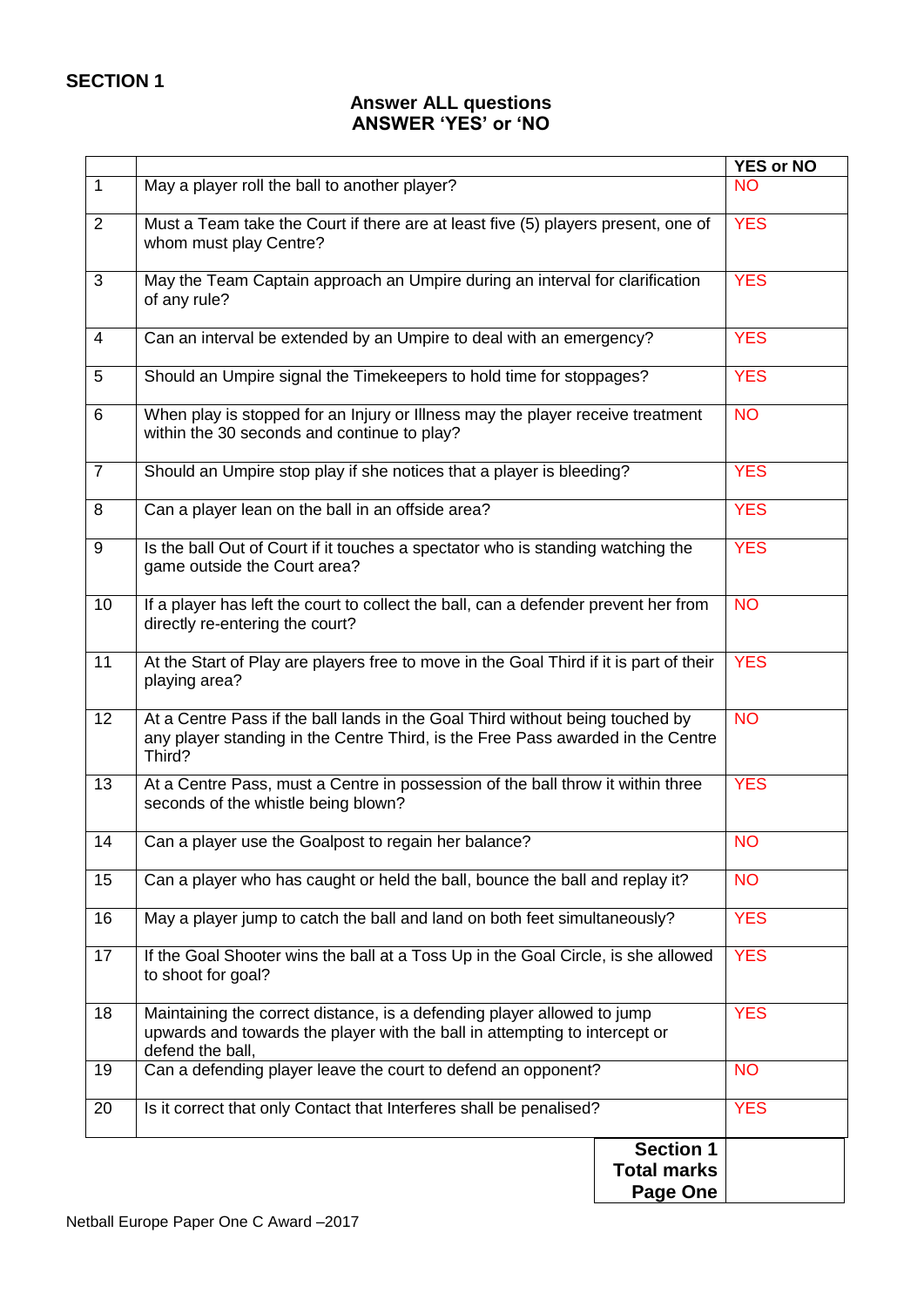## SECTION 1

**Answer ALL questions**
**ANSWER 'YES' or 'NO**

| | | YES or NO |
|---|---|---|
| 1 | May a player roll the ball to another player? | NO |
| 2 | Must a Team take the Court if there are at least five (5) players present, one of whom must play Centre? | YES |
| 3 | May the Team Captain approach an Umpire during an interval for clarification of any rule? | YES |
| 4 | Can an interval be extended by an Umpire to deal with an emergency? | YES |
| 5 | Should an Umpire signal the Timekeepers to hold time for stoppages? | YES |
| 6 | When play is stopped for an Injury or Illness may the player receive treatment within the 30 seconds and continue to play? | NO |
| 7 | Should an Umpire stop play if she notices that a player is bleeding? | YES |
| 8 | Can a player lean on the ball in an offside area? | YES |
| 9 | Is the ball Out of Court if it touches a spectator who is standing watching the game outside the Court area? | YES |
| 10 | If a player has left the court to collect the ball, can a defender prevent her from directly re-entering the court? | NO |
| 11 | At the Start of Play are players free to move in the Goal Third if it is part of their playing area? | YES |
| 12 | At a Centre Pass if the ball lands in the Goal Third without being touched by any player standing in the Centre Third, is the Free Pass awarded in the Centre Third? | NO |
| 13 | At a Centre Pass, must a Centre in possession of the ball throw it within three seconds of the whistle being blown? | YES |
| 14 | Can a player use the Goalpost to regain her balance? | NO |
| 15 | Can a player who has caught or held the ball, bounce the ball and replay it? | NO |
| 16 | May a player jump to catch the ball and land on both feet simultaneously? | YES |
| 17 | If the Goal Shooter wins the ball at a Toss Up in the Goal Circle, is she allowed to shoot for goal? | YES |
| 18 | Maintaining the correct distance, is a defending player allowed to jump upwards and towards the player with the ball in attempting to intercept or defend the ball, | YES |
| 19 | Can a defending player leave the court to defend an opponent? | NO |
| 20 | Is it correct that only Contact that Interferes shall be penalised? | YES |
| | **Section 1 Total marks Page One** | |

Netball Europe Paper One C Award –2017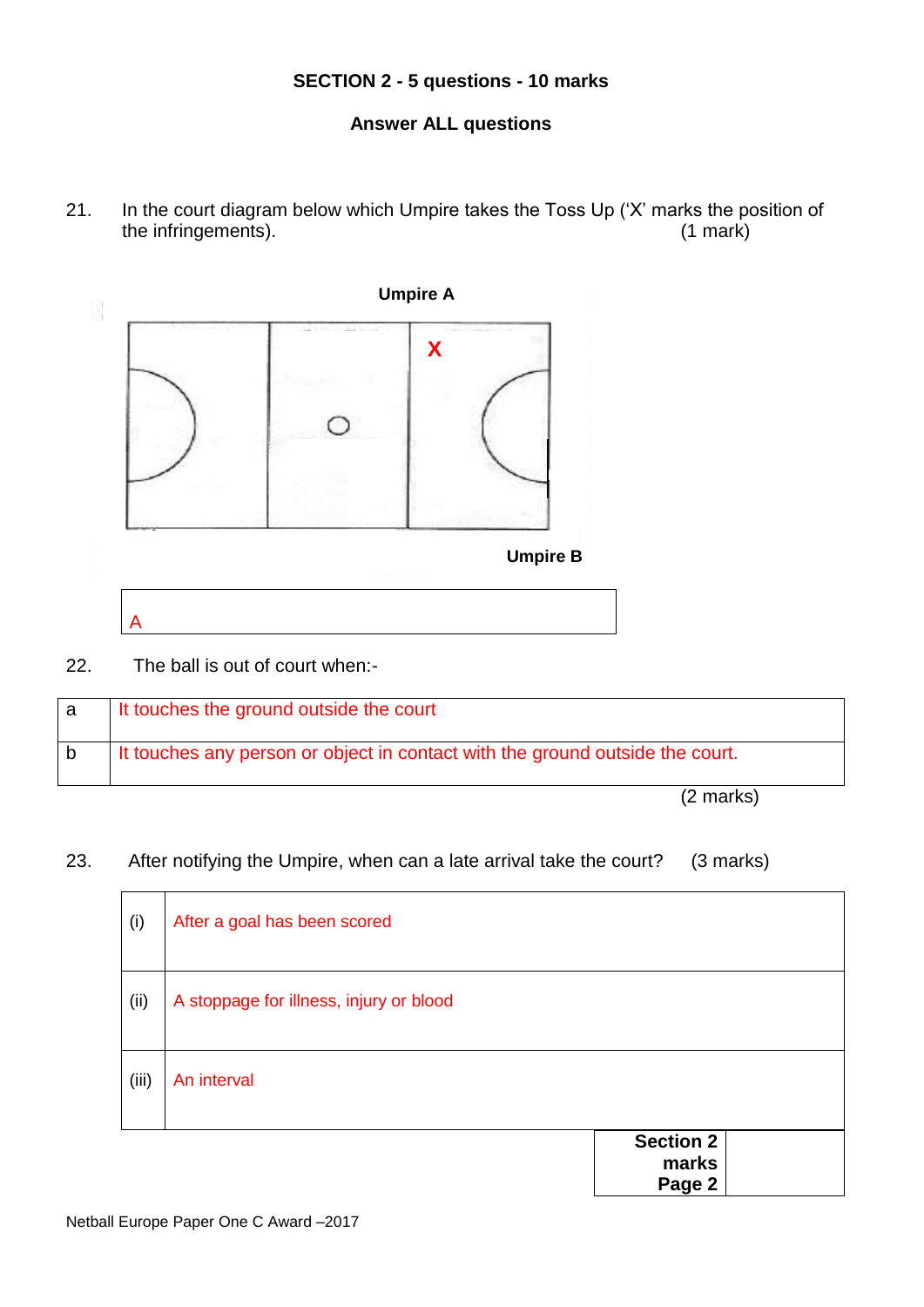**SECTION 2 - 5 questions - 10 marks**

**Answer ALL questions**

21. In the court diagram below which Umpire takes the Toss Up ('X' marks the position of the infringements). (1 mark)

**Umpire A**

X

**Umpire B**

| A |
|---|

22. The ball is out of court when:-

| a | It touches the ground outside the court |
|---|---|
| b | It touches any person or object in contact with the ground outside the court. |

(2 marks)

23. After notifying the Umpire, when can a late arrival take the court? (3 marks)

| (i) | After a goal has been scored |
|---|---|
| (ii) | A stoppage for illness, injury or blood |
| (iii) | An interval |

| **Section 2 marks Page 2** | |
|---|---|

Netball Europe Paper One C Award –2017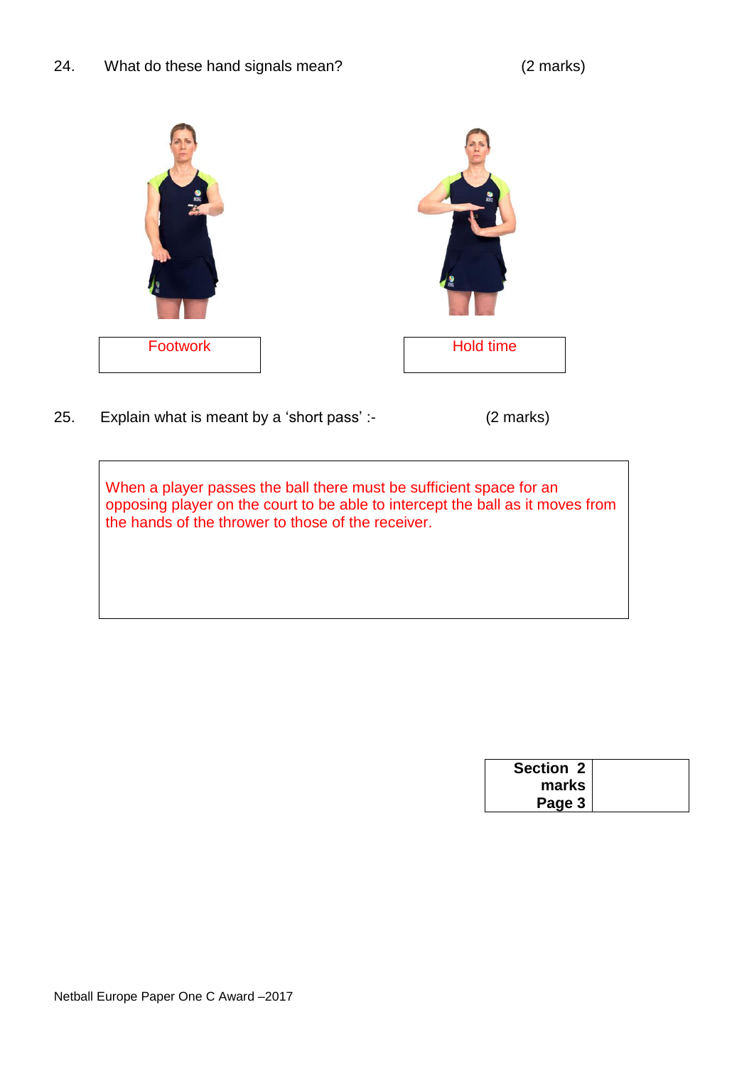24. What do these hand signals mean? (2 marks)

Footwork

Hold time

25. Explain what is meant by a 'short pass' :- (2 marks)

When a player passes the ball there must be sufficient space for an opposing player on the court to be able to intercept the ball as it moves from the hands of the thrower to those of the receiver.

| | |
|---|---|
| **Section 2 marks Page 3** | |

Netball Europe Paper One C Award –2017